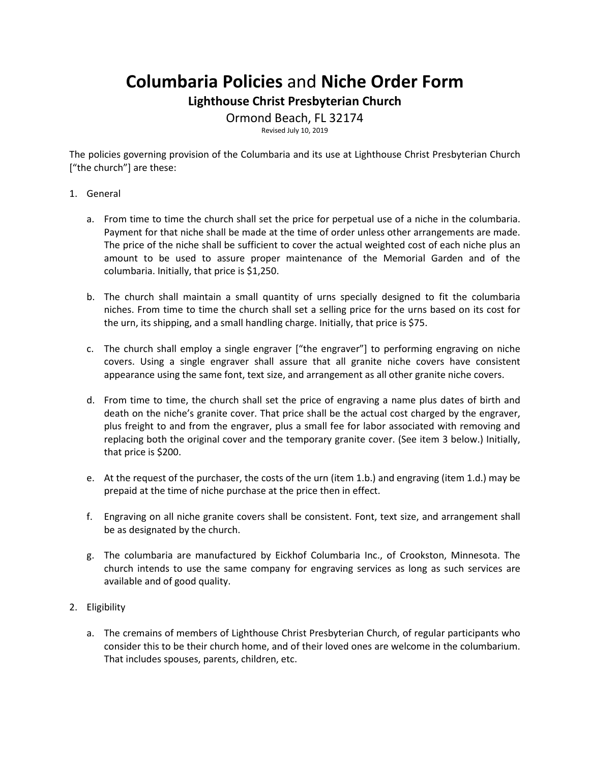# **Columbaria Policies** and **Niche Order Form**

## Lighthouse Christ Presbyterian Church

Ormond Beach, FL 32174

Revised July 10, 2019

The policies governing provision of the Columbaria and its use at Lighthouse Christ Presbyterian Church ["the church"] are these:

1. General

   a. From time to time the church shall set the price for perpetual use of a niche in the columbaria. Payment for that niche shall be made at the time of order unless other arrangements are made. The price of the niche shall be sufficient to cover the actual weighted cost of each niche plus an amount to be used to assure proper maintenance of the Memorial Garden and of the columbaria. Initially, that price is $1,250.

   b. The church shall maintain a small quantity of urns specially designed to fit the columbaria niches. From time to time the church shall set a selling price for the urns based on its cost for the urn, its shipping, and a small handling charge. Initially, that price is $75.

   c. The church shall employ a single engraver ["the engraver"] to performing engraving on niche covers. Using a single engraver shall assure that all granite niche covers have consistent appearance using the same font, text size, and arrangement as all other granite niche covers.

   d. From time to time, the church shall set the price of engraving a name plus dates of birth and death on the niche's granite cover. That price shall be the actual cost charged by the engraver, plus freight to and from the engraver, plus a small fee for labor associated with removing and replacing both the original cover and the temporary granite cover. (See item 3 below.) Initially, that price is $200.

   e. At the request of the purchaser, the costs of the urn (item 1.b.) and engraving (item 1.d.) may be prepaid at the time of niche purchase at the price then in effect.

   f. Engraving on all niche granite covers shall be consistent. Font, text size, and arrangement shall be as designated by the church.

   g. The columbaria are manufactured by Eickhof Columbaria Inc., of Crookston, Minnesota. The church intends to use the same company for engraving services as long as such services are available and of good quality.

2. Eligibility

   a. The cremains of members of Lighthouse Christ Presbyterian Church, of regular participants who consider this to be their church home, and of their loved ones are welcome in the columbarium. That includes spouses, parents, children, etc.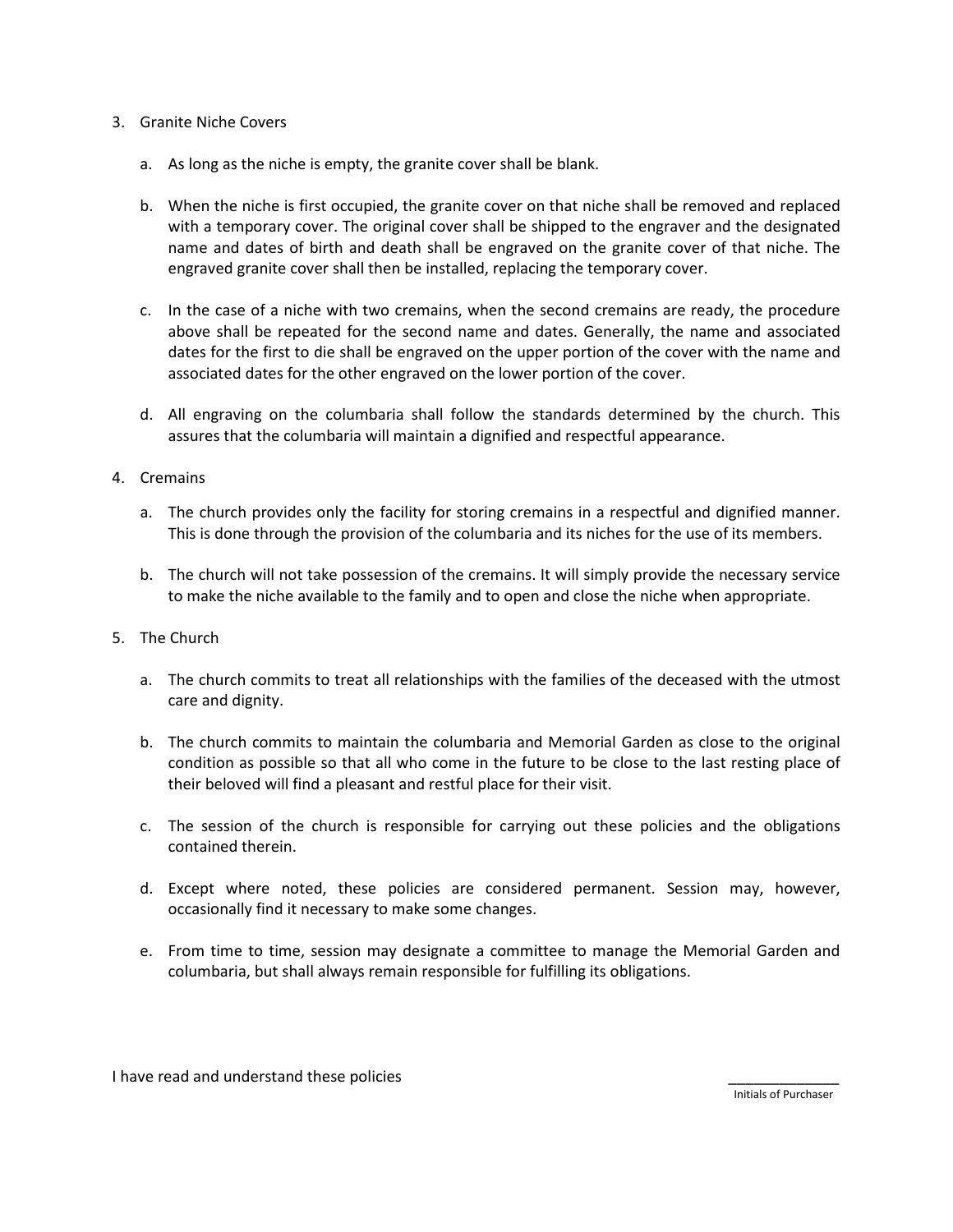3. Granite Niche Covers

   a. As long as the niche is empty, the granite cover shall be blank.

   b. When the niche is first occupied, the granite cover on that niche shall be removed and replaced with a temporary cover. The original cover shall be shipped to the engraver and the designated name and dates of birth and death shall be engraved on the granite cover of that niche. The engraved granite cover shall then be installed, replacing the temporary cover.

   c. In the case of a niche with two cremains, when the second cremains are ready, the procedure above shall be repeated for the second name and dates. Generally, the name and associated dates for the first to die shall be engraved on the upper portion of the cover with the name and associated dates for the other engraved on the lower portion of the cover.

   d. All engraving on the columbaria shall follow the standards determined by the church. This assures that the columbaria will maintain a dignified and respectful appearance.

4. Cremains

   a. The church provides only the facility for storing cremains in a respectful and dignified manner. This is done through the provision of the columbaria and its niches for the use of its members.

   b. The church will not take possession of the cremains. It will simply provide the necessary service to make the niche available to the family and to open and close the niche when appropriate.

5. The Church

   a. The church commits to treat all relationships with the families of the deceased with the utmost care and dignity.

   b. The church commits to maintain the columbaria and Memorial Garden as close to the original condition as possible so that all who come in the future to be close to the last resting place of their beloved will find a pleasant and restful place for their visit.

   c. The session of the church is responsible for carrying out these policies and the obligations contained therein.

   d. Except where noted, these policies are considered permanent. Session may, however, occasionally find it necessary to make some changes.

   e. From time to time, session may designate a committee to manage the Memorial Garden and columbaria, but shall always remain responsible for fulfilling its obligations.

I have read and understand these policies

_______________
Initials of Purchaser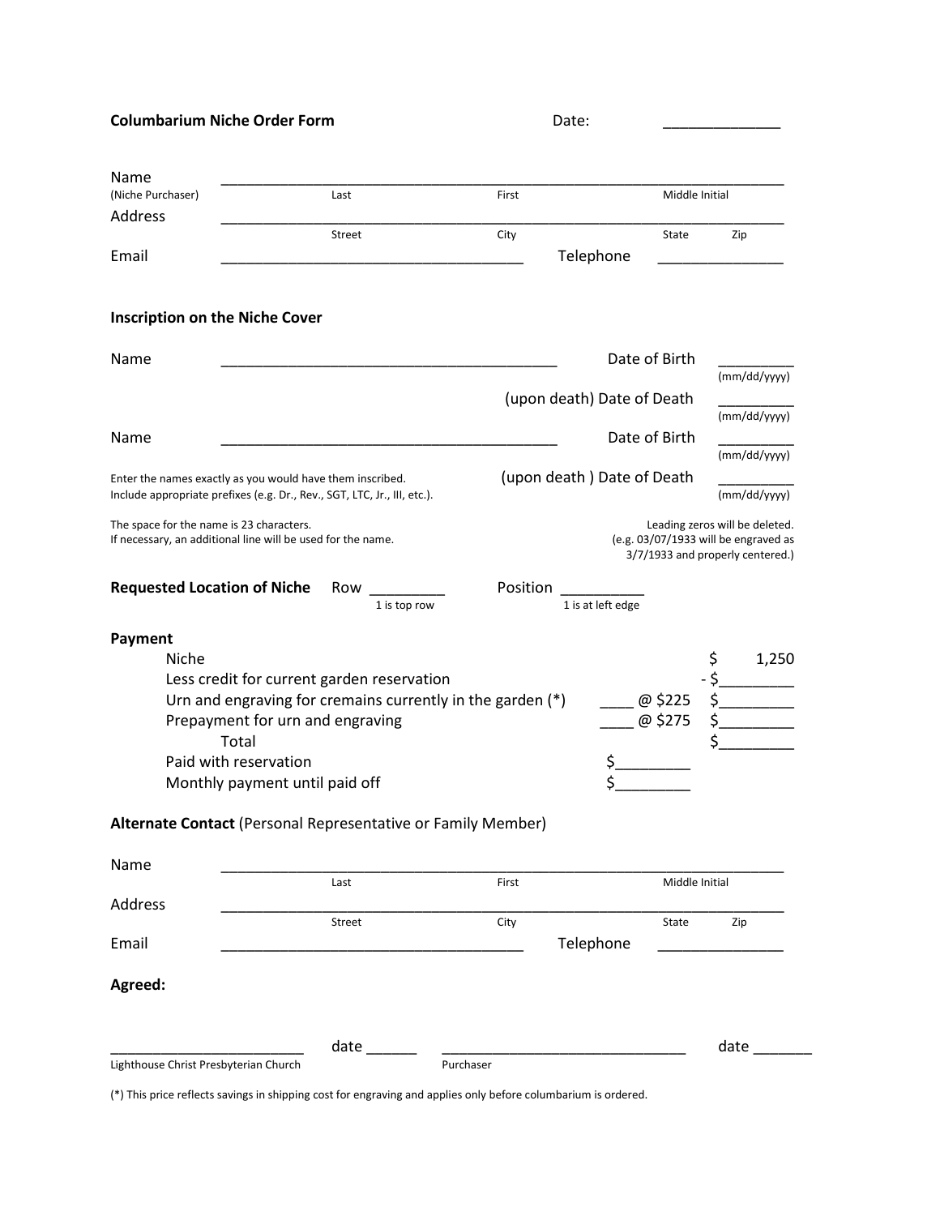**Columbarium Niche Order Form** Date: ______________

Name (Niche Purchaser) ______________________________________________________________________
Last First Middle Initial

Address ______________________________________________________________________
Street City State Zip

Email ____________________________________ Telephone _______________

**Inscription on the Niche Cover**

Name ________________________________________ Date of Birth _________ (mm/dd/yyyy)

(upon death) Date of Death _________ (mm/dd/yyyy)

Name ________________________________________ Date of Birth _________ (mm/dd/yyyy)

(upon death ) Date of Death _________ (mm/dd/yyyy)

Enter the names exactly as you would have them inscribed.
Include appropriate prefixes (e.g. Dr., Rev., SGT, LTC, Jr., III, etc.).

The space for the name is 23 characters.
If necessary, an additional line will be used for the name.

Leading zeros will be deleted.
(e.g. 03/07/1933 will be engraved as 3/7/1933 and properly centered.)

**Requested Location of Niche** Row _________ (1 is top row) Position __________ (1 is at left edge)

**Payment**

| | | |
|---|---|---|
| Niche | | $ 1,250 |
| Less credit for current garden reservation | | - $_________ |
| Urn and engraving for cremains currently in the garden (*) | ____ @ $225 | $_________ |
| Prepayment for urn and engraving | ____ @ $275 | $_________ |
| Total | | $_________ |
| Paid with reservation | $_________ | |
| Monthly payment until paid off | $_________ | |

**Alternate Contact** (Personal Representative or Family Member)

Name ______________________________________________________________________
Last First Middle Initial

Address ______________________________________________________________________
Street City State Zip

Email ____________________________________ Telephone _______________

**Agreed:**

_______________________ date ______ _____________________________ date _______
Lighthouse Christ Presbyterian Church Purchaser

(*) This price reflects savings in shipping cost for engraving and applies only before columbarium is ordered.